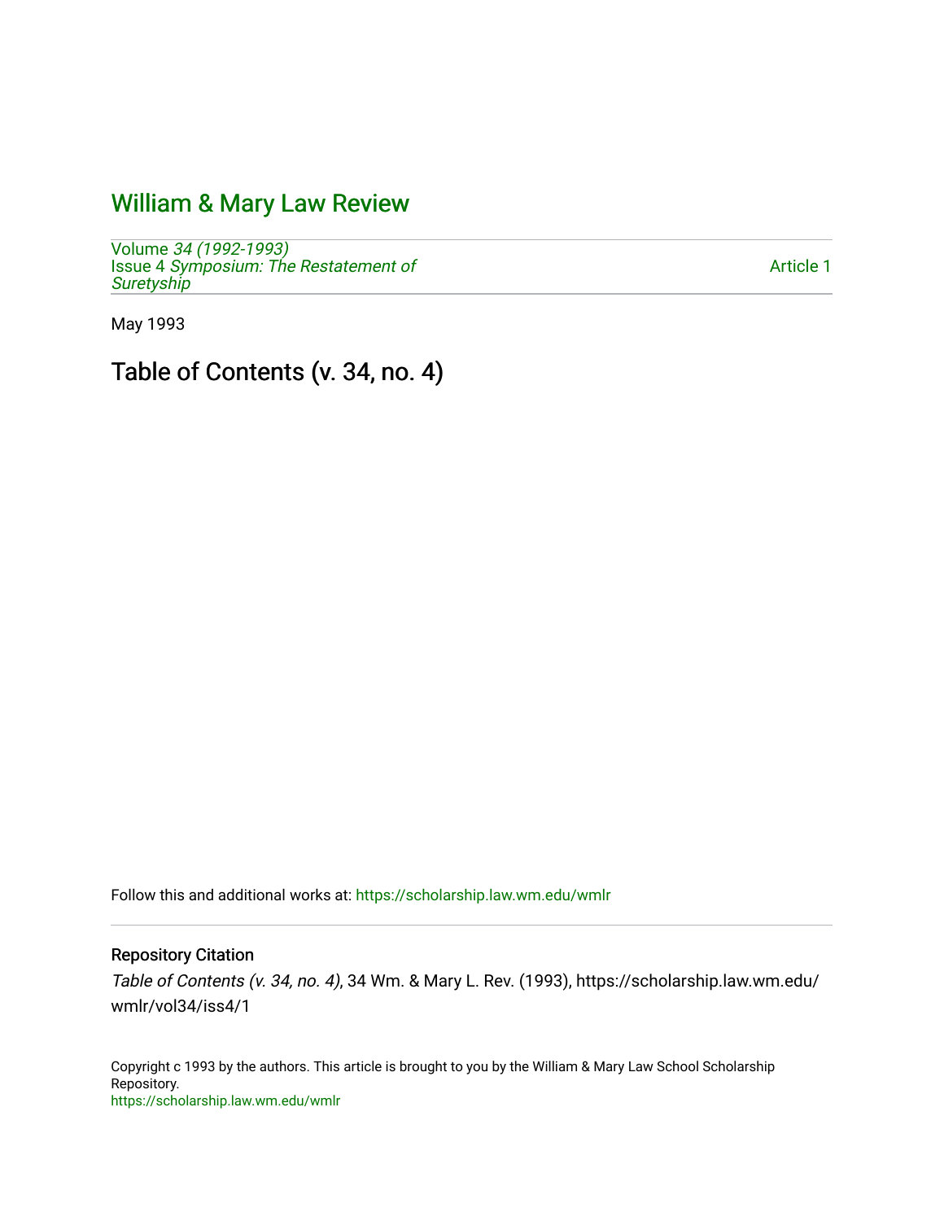# William & Mary Law Review

Volume *34 (1992-1993)*
Issue 4 *Symposium: The Restatement of Suretyship*

Article 1

May 1993

## Table of Contents (v. 34, no. 4)

Follow this and additional works at: https://scholarship.law.wm.edu/wmlr

### Repository Citation

*Table of Contents (v. 34, no. 4)*, 34 Wm. & Mary L. Rev. (1993), https://scholarship.law.wm.edu/wmlr/vol34/iss4/1

Copyright c 1993 by the authors. This article is brought to you by the William & Mary Law School Scholarship Repository.
https://scholarship.law.wm.edu/wmlr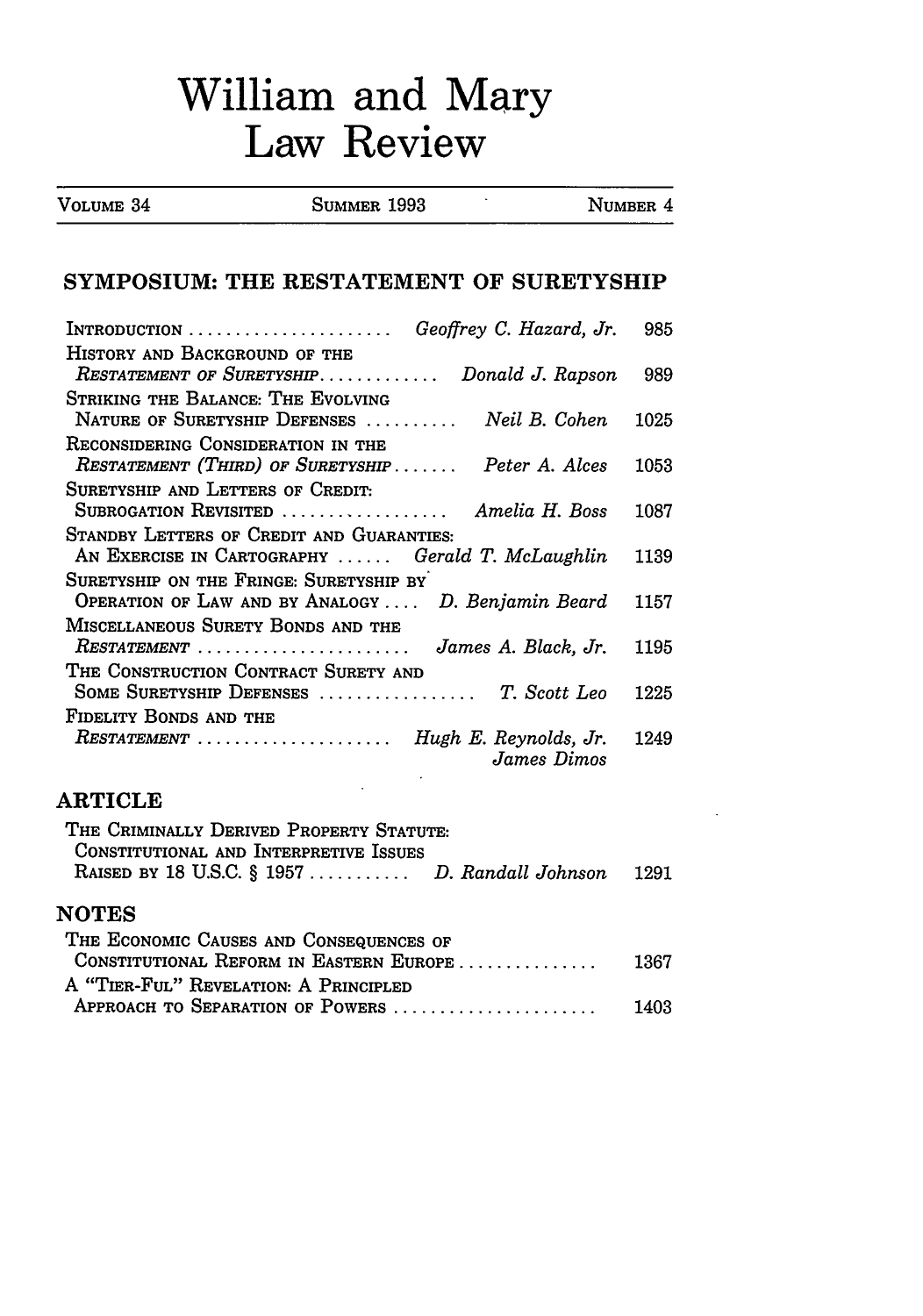# William and Mary Law Review

VOLUME 34 SUMMER 1993 NUMBER 4

## SYMPOSIUM: THE RESTATEMENT OF SURETYSHIP

| | | |
|---|---|---|
| INTRODUCTION | *Geoffrey C. Hazard, Jr.* | 985 |
| HISTORY AND BACKGROUND OF THE *RESTATEMENT OF SURETYSHIP* | *Donald J. Rapson* | 989 |
| STRIKING THE BALANCE: THE EVOLVING NATURE OF SURETYSHIP DEFENSES | *Neil B. Cohen* | 1025 |
| RECONSIDERING CONSIDERATION IN THE *RESTATEMENT (THIRD) OF SURETYSHIP* | *Peter A. Alces* | 1053 |
| SURETYSHIP AND LETTERS OF CREDIT: SUBROGATION REVISITED | *Amelia H. Boss* | 1087 |
| STANDBY LETTERS OF CREDIT AND GUARANTIES: AN EXERCISE IN CARTOGRAPHY | *Gerald T. McLaughlin* | 1139 |
| SURETYSHIP ON THE FRINGE: SURETYSHIP BY OPERATION OF LAW AND BY ANALOGY | *D. Benjamin Beard* | 1157 |
| MISCELLANEOUS SURETY BONDS AND THE *RESTATEMENT* | *James A. Black, Jr.* | 1195 |
| THE CONSTRUCTION CONTRACT SURETY AND SOME SURETYSHIP DEFENSES | *T. Scott Leo* | 1225 |
| FIDELITY BONDS AND THE *RESTATEMENT* | *Hugh E. Reynolds, Jr.* *James Dimos* | 1249 |

## ARTICLE

| | | |
|---|---|---|
| THE CRIMINALLY DERIVED PROPERTY STATUTE: CONSTITUTIONAL AND INTERPRETIVE ISSUES RAISED BY 18 U.S.C. § 1957 | *D. Randall Johnson* | 1291 |

## NOTES

| | |
|---|---|
| THE ECONOMIC CAUSES AND CONSEQUENCES OF CONSTITUTIONAL REFORM IN EASTERN EUROPE | 1367 |
| A "TIER-FUL" REVELATION: A PRINCIPLED APPROACH TO SEPARATION OF POWERS | 1403 |